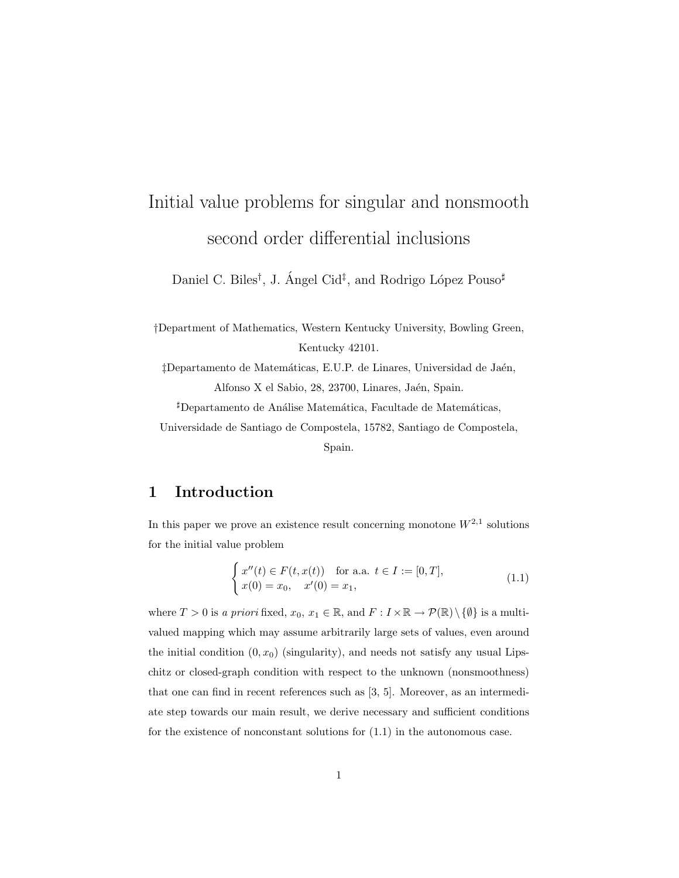# Initial value problems for singular and nonsmooth second order differential inclusions

Daniel C. Biles[†], J. Ángel Cid[‡], and Rodrigo López Pouso[♯]

[†]Department of Mathematics, Western Kentucky University, Bowling Green, Kentucky 42101.

[‡]Departamento de Matemáticas, E.U.P. de Linares, Universidad de Jaén, Alfonso X el Sabio, 28, 23700, Linares, Jaén, Spain.

[♯]Departamento de Análise Matemática, Facultade de Matemáticas, Universidade de Santiago de Compostela, 15782, Santiago de Compostela, Spain.

## 1 Introduction

In this paper we prove an existence result concerning monotone $W^{2,1}$ solutions for the initial value problem

$$\begin{cases} x''(t) \in F(t, x(t)) \quad \text{for a.a. } t \in I := [0, T], \\ x(0) = x_0, \quad x'(0) = x_1, \end{cases} \tag{1.1}$$

where $T > 0$ is *a priori* fixed, $x_0$, $x_1 \in \mathbb{R}$, and $F : I \times \mathbb{R} \to \mathcal{P}(\mathbb{R}) \setminus \{\emptyset\}$ is a multivalued mapping which may assume arbitrarily large sets of values, even around the initial condition $(0, x_0)$ (singularity), and needs not satisfy any usual Lipschitz or closed-graph condition with respect to the unknown (nonsmoothness) that one can find in recent references such as [3, 5]. Moreover, as an intermediate step towards our main result, we derive necessary and sufficient conditions for the existence of nonconstant solutions for (1.1) in the autonomous case.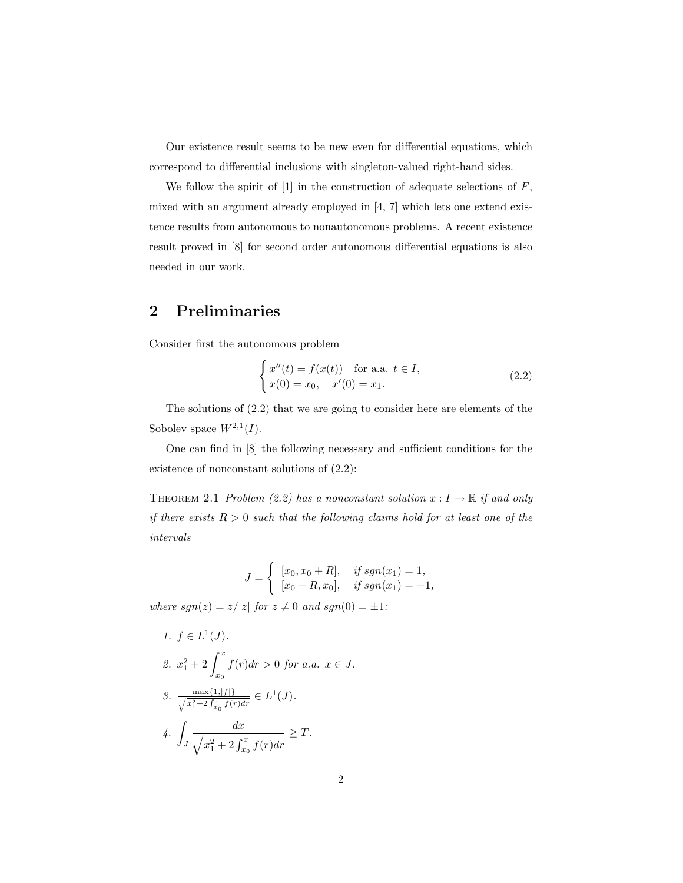Our existence result seems to be new even for differential equations, which correspond to differential inclusions with singleton-valued right-hand sides.

We follow the spirit of [1] in the construction of adequate selections of $F$, mixed with an argument already employed in [4, 7] which lets one extend existence results from autonomous to nonautonomous problems. A recent existence result proved in [8] for second order autonomous differential equations is also needed in our work.

## 2 Preliminaries

Consider first the autonomous problem

$$
\begin{cases} x''(t) = f(x(t)) & \text{for a.a. } t \in I, \\ x(0) = x_0, \quad x'(0) = x_1. \end{cases} \tag{2.2}
$$

The solutions of (2.2) that we are going to consider here are elements of the Sobolev space $W^{2,1}(I)$.

One can find in [8] the following necessary and sufficient conditions for the existence of nonconstant solutions of (2.2):

THEOREM 2.1 *Problem (2.2) has a nonconstant solution $x : I \to \mathbb{R}$ if and only if there exists $R > 0$ such that the following claims hold for at least one of the intervals*

$$
J = \begin{cases} [x_0, x_0 + R], & \text{if } sgn(x_1) = 1, \\ [x_0 - R, x_0], & \text{if } sgn(x_1) = -1, \end{cases}
$$

*where $sgn(z) = z/|z|$ for $z \neq 0$ and $sgn(0) = \pm 1$:*

1. $f \in L^1(J)$.
2. $x_1^2 + 2\int_{x_0}^{x} f(r)dr > 0$ *for a.a.* $x \in J$.
3. $\frac{\max\{1,|f|\}}{\sqrt{x_1^2+2\int_{x_0}^{\cdot} f(r)dr}} \in L^1(J)$.
4. $\displaystyle\int_J \frac{dx}{\sqrt{x_1^2 + 2\int_{x_0}^{x} f(r)dr}} \geq T$.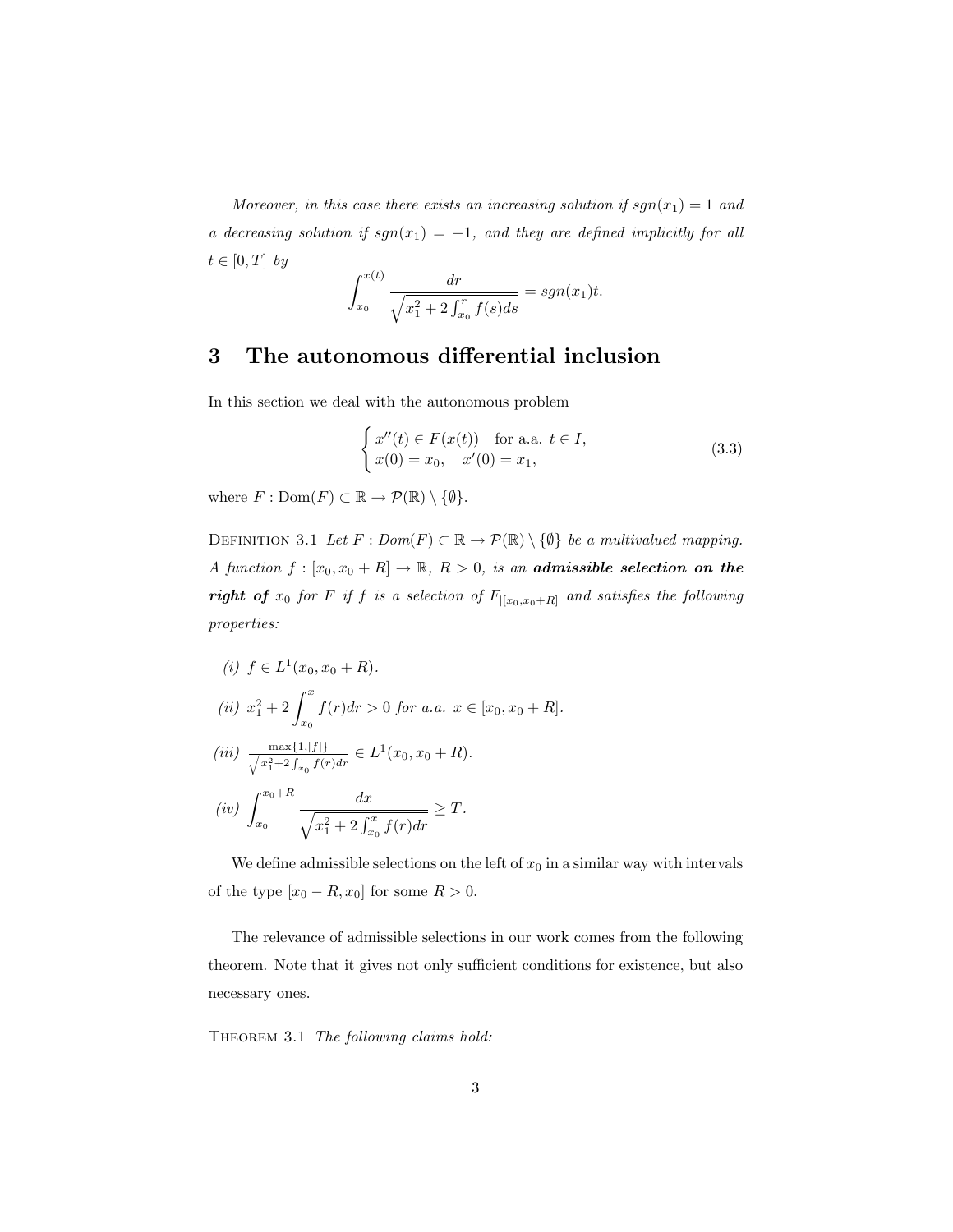*Moreover, in this case there exists an increasing solution if $sgn(x_1) = 1$ and a decreasing solution if $sgn(x_1) = -1$, and they are defined implicitly for all $t \in [0, T]$ by*

$$\int_{x_0}^{x(t)} \frac{dr}{\sqrt{x_1^2 + 2\int_{x_0}^{r} f(s)ds}} = sgn(x_1)t.$$

## 3 The autonomous differential inclusion

In this section we deal with the autonomous problem

$$\begin{cases} x''(t) \in F(x(t)) & \text{for a.a. } t \in I, \\ x(0) = x_0, \quad x'(0) = x_1, \end{cases} \tag{3.3}$$

where $F : \mathrm{Dom}(F) \subset \mathbb{R} \to \mathcal{P}(\mathbb{R}) \setminus \{\emptyset\}$.

Definition 3.1 *Let $F : Dom(F) \subset \mathbb{R} \to \mathcal{P}(\mathbb{R}) \setminus \{\emptyset\}$ be a multivalued mapping. A function $f : [x_0, x_0 + R] \to \mathbb{R}$, $R > 0$, is an* ***admissible selection on the right of*** *$x_0$ for $F$ if $f$ is a selection of $F_{|[x_0, x_0+R]}$ and satisfies the following properties:*

*(i)* $f \in L^1(x_0, x_0 + R)$.

*(ii)* $x_1^2 + 2\displaystyle\int_{x_0}^{x} f(r)dr > 0$ *for a.a.* $x \in [x_0, x_0 + R]$.

*(iii)* $\dfrac{\max\{1, |f|\}}{\sqrt{x_1^2 + 2\int_{x_0}^{\cdot} f(r)dr}} \in L^1(x_0, x_0 + R)$.

*(iv)* $\displaystyle\int_{x_0}^{x_0+R} \frac{dx}{\sqrt{x_1^2 + 2\int_{x_0}^{x} f(r)dr}} \geq T$.

We define admissible selections on the left of $x_0$ in a similar way with intervals of the type $[x_0 - R, x_0]$ for some $R > 0$.

The relevance of admissible selections in our work comes from the following theorem. Note that it gives not only sufficient conditions for existence, but also necessary ones.

Theorem 3.1 *The following claims hold:*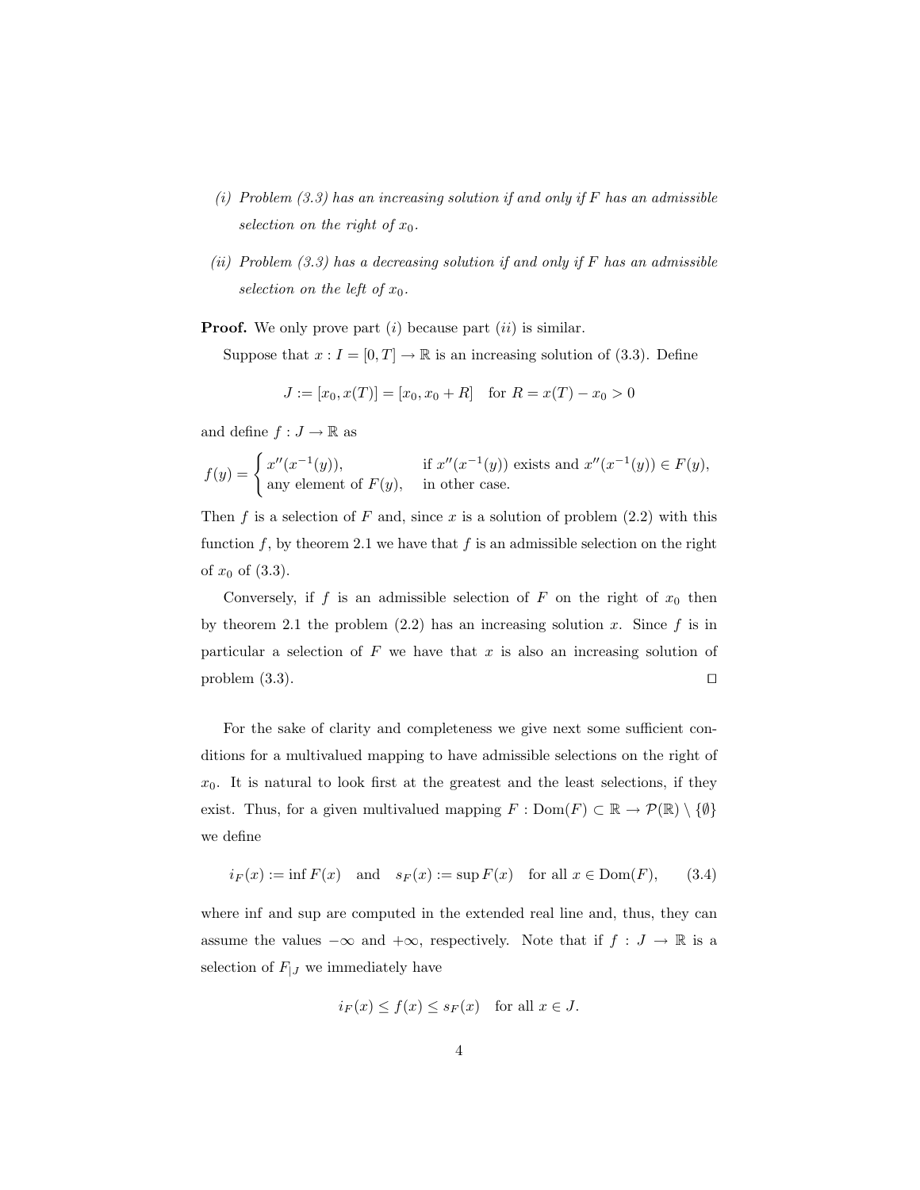*(i) Problem (3.3) has an increasing solution if and only if $F$ has an admissible selection on the right of $x_0$.*

*(ii) Problem (3.3) has a decreasing solution if and only if $F$ has an admissible selection on the left of $x_0$.*

**Proof.** We only prove part $(i)$ because part $(ii)$ is similar.

Suppose that $x : I = [0, T] \to \mathbb{R}$ is an increasing solution of (3.3). Define

$$J := [x_0, x(T)] = [x_0, x_0 + R] \quad \text{for } R = x(T) - x_0 > 0$$

and define $f : J \to \mathbb{R}$ as

$$f(y) = \begin{cases} x''(x^{-1}(y)), & \text{if } x''(x^{-1}(y)) \text{ exists and } x''(x^{-1}(y)) \in F(y), \\ \text{any element of } F(y), & \text{in other case.} \end{cases}$$

Then $f$ is a selection of $F$ and, since $x$ is a solution of problem (2.2) with this function $f$, by theorem 2.1 we have that $f$ is an admissible selection on the right of $x_0$ of (3.3).

Conversely, if $f$ is an admissible selection of $F$ on the right of $x_0$ then by theorem 2.1 the problem (2.2) has an increasing solution $x$. Since $f$ is in particular a selection of $F$ we have that $x$ is also an increasing solution of problem (3.3). $\square$

For the sake of clarity and completeness we give next some sufficient conditions for a multivalued mapping to have admissible selections on the right of $x_0$. It is natural to look first at the greatest and the least selections, if they exist. Thus, for a given multivalued mapping $F : \text{Dom}(F) \subset \mathbb{R} \to \mathcal{P}(\mathbb{R}) \setminus \{\emptyset\}$ we define

$$i_F(x) := \inf F(x) \quad \text{and} \quad s_F(x) := \sup F(x) \quad \text{for all } x \in \text{Dom}(F), \tag{3.4}$$

where inf and sup are computed in the extended real line and, thus, they can assume the values $-\infty$ and $+\infty$, respectively. Note that if $f : J \to \mathbb{R}$ is a selection of $F_{|J}$ we immediately have

$$i_F(x) \leq f(x) \leq s_F(x) \quad \text{for all } x \in J.$$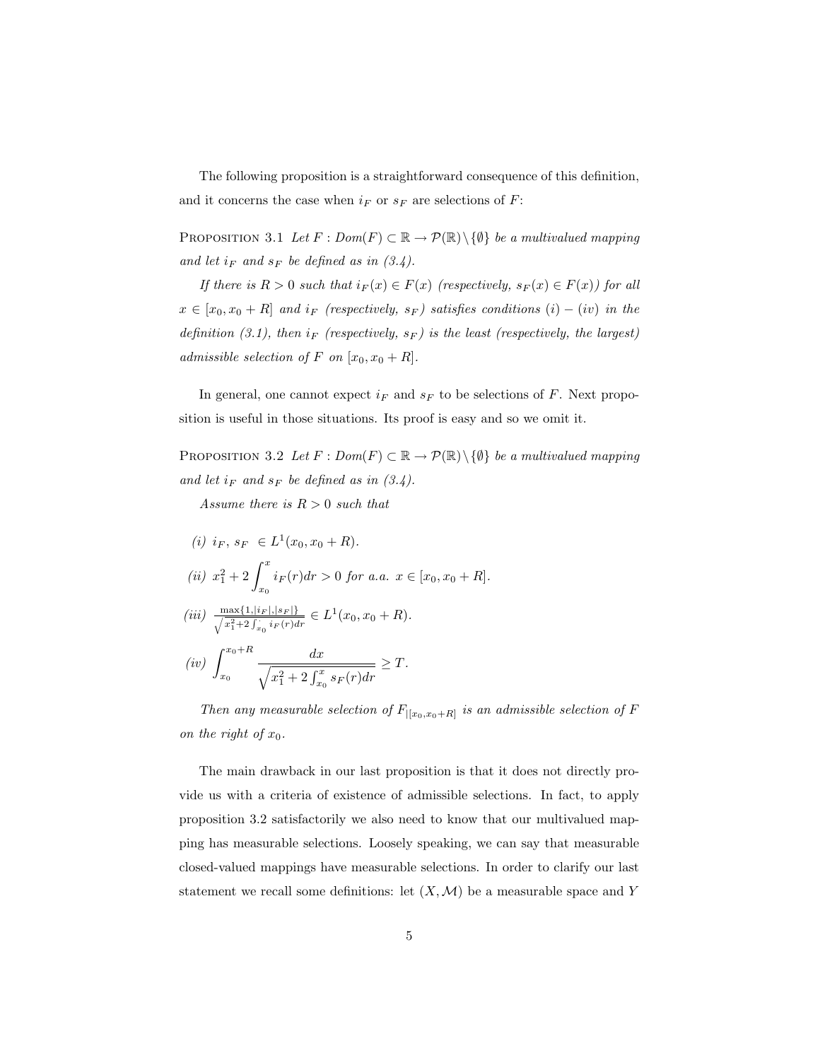The following proposition is a straightforward consequence of this definition, and it concerns the case when $i_F$ or $s_F$ are selections of $F$:

PROPOSITION 3.1 *Let $F : Dom(F) \subset \mathbb{R} \to \mathcal{P}(\mathbb{R})\setminus\{\emptyset\}$ be a multivalued mapping and let $i_F$ and $s_F$ be defined as in (3.4).*

*If there is $R > 0$ such that $i_F(x) \in F(x)$ (respectively, $s_F(x) \in F(x)$) for all $x \in [x_0, x_0 + R]$ and $i_F$ (respectively, $s_F$) satisfies conditions $(i) - (iv)$ in the definition (3.1), then $i_F$ (respectively, $s_F$) is the least (respectively, the largest) admissible selection of $F$ on $[x_0, x_0 + R]$.*

In general, one cannot expect $i_F$ and $s_F$ to be selections of $F$. Next proposition is useful in those situations. Its proof is easy and so we omit it.

PROPOSITION 3.2 *Let $F : Dom(F) \subset \mathbb{R} \to \mathcal{P}(\mathbb{R})\setminus\{\emptyset\}$ be a multivalued mapping and let $i_F$ and $s_F$ be defined as in (3.4).*

*Assume there is $R > 0$ such that*

*(i)* $i_F,\ s_F\ \in L^1(x_0, x_0 + R)$.

*(ii)* $x_1^2 + 2\displaystyle\int_{x_0}^{x} i_F(r)dr > 0$ *for a.a.* $x \in [x_0, x_0 + R]$.

*(iii)* $\frac{\max\{1,|i_F|,|s_F|\}}{\sqrt{x_1^2+2\int_{x_0}^{\cdot} i_F(r)dr}} \in L^1(x_0, x_0 + R)$.

*(iv)* $\displaystyle\int_{x_0}^{x_0+R} \frac{dx}{\sqrt{x_1^2 + 2\int_{x_0}^{x} s_F(r)dr}} \geq T$.

*Then any measurable selection of $F_{|[x_0,x_0+R]}$ is an admissible selection of $F$ on the right of $x_0$.*

The main drawback in our last proposition is that it does not directly provide us with a criteria of existence of admissible selections. In fact, to apply proposition 3.2 satisfactorily we also need to know that our multivalued mapping has measurable selections. Loosely speaking, we can say that measurable closed-valued mappings have measurable selections. In order to clarify our last statement we recall some definitions: let $(X, \mathcal{M})$ be a measurable space and $Y$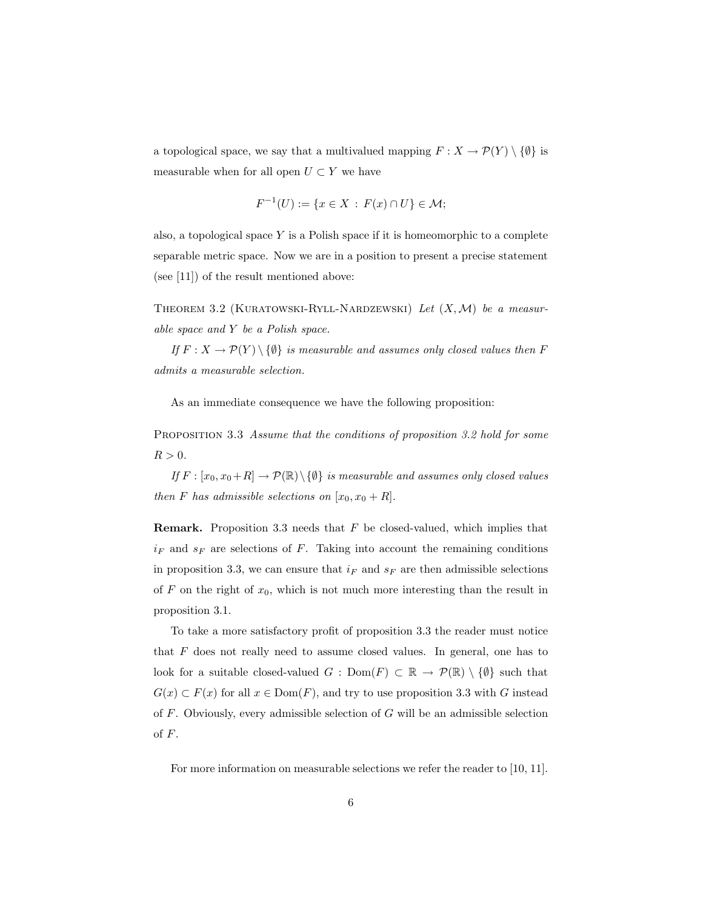a topological space, we say that a multivalued mapping $F : X \to \mathcal{P}(Y) \setminus \{\emptyset\}$ is measurable when for all open $U \subset Y$ we have

$$F^{-1}(U) := \{x \in X \,:\, F(x) \cap U\} \in \mathcal{M};$$

also, a topological space $Y$ is a Polish space if it is homeomorphic to a complete separable metric space. Now we are in a position to present a precise statement (see [11]) of the result mentioned above:

Theorem 3.2 (Kuratowski-Ryll-Nardzewski) *Let $(X, \mathcal{M})$ be a measurable space and $Y$ be a Polish space.*

*If $F : X \to \mathcal{P}(Y) \setminus \{\emptyset\}$ is measurable and assumes only closed values then $F$ admits a measurable selection.*

As an immediate consequence we have the following proposition:

Proposition 3.3 *Assume that the conditions of proposition 3.2 hold for some $R > 0$.*

*If $F : [x_0, x_0 + R] \to \mathcal{P}(\mathbb{R}) \setminus \{\emptyset\}$ is measurable and assumes only closed values then $F$ has admissible selections on $[x_0, x_0 + R]$.*

**Remark.** Proposition 3.3 needs that $F$ be closed-valued, which implies that $i_F$ and $s_F$ are selections of $F$. Taking into account the remaining conditions in proposition 3.3, we can ensure that $i_F$ and $s_F$ are then admissible selections of $F$ on the right of $x_0$, which is not much more interesting than the result in proposition 3.1.

To take a more satisfactory profit of proposition 3.3 the reader must notice that $F$ does not really need to assume closed values. In general, one has to look for a suitable closed-valued $G : \mathrm{Dom}(F) \subset \mathbb{R} \to \mathcal{P}(\mathbb{R}) \setminus \{\emptyset\}$ such that $G(x) \subset F(x)$ for all $x \in \mathrm{Dom}(F)$, and try to use proposition 3.3 with $G$ instead of $F$. Obviously, every admissible selection of $G$ will be an admissible selection of $F$.

For more information on measurable selections we refer the reader to [10, 11].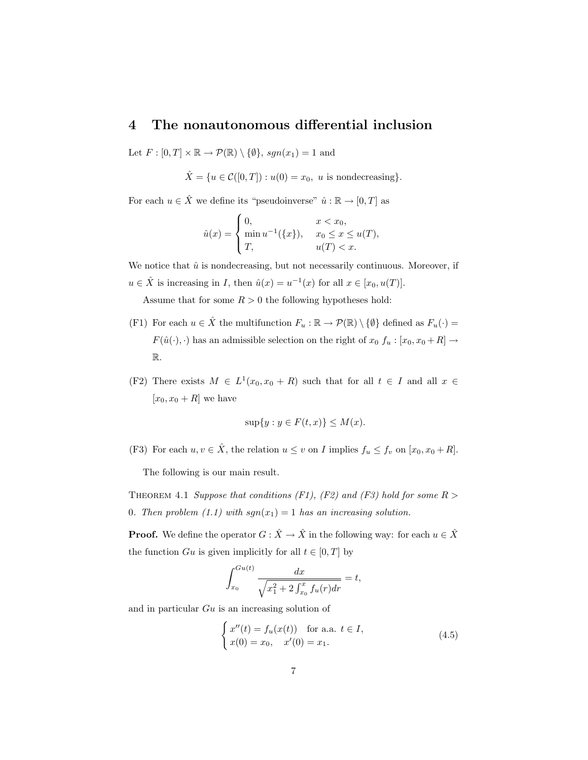## 4 The nonautonomous differential inclusion

Let $F : [0,T] \times \mathbb{R} \to \mathcal{P}(\mathbb{R}) \setminus \{\emptyset\}$, $sgn(x_1) = 1$ and

$$\hat{X} = \{u \in \mathcal{C}([0,T]) : u(0) = x_0, \ u \text{ is nondecreasing}\}.$$

For each $u \in \hat{X}$ we define its "pseudoinverse" $\hat{u} : \mathbb{R} \to [0,T]$ as

$$\hat{u}(x) = \begin{cases} 0, & x < x_0, \\ \min u^{-1}(\{x\}), & x_0 \le x \le u(T), \\ T, & u(T) < x. \end{cases}$$

We notice that $\hat{u}$ is nondecreasing, but not necessarily continuous. Moreover, if $u \in \hat{X}$ is increasing in $I$, then $\hat{u}(x) = u^{-1}(x)$ for all $x \in [x_0, u(T)]$.

Assume that for some $R > 0$ the following hypotheses hold:

(F1) For each $u \in \hat{X}$ the multifunction $F_u : \mathbb{R} \to \mathcal{P}(\mathbb{R}) \setminus \{\emptyset\}$ defined as $F_u(\cdot) = F(\hat{u}(\cdot), \cdot)$ has an admissible selection on the right of $x_0$ $f_u : [x_0, x_0 + R] \to \mathbb{R}$.

(F2) There exists $M \in L^1(x_0, x_0 + R)$ such that for all $t \in I$ and all $x \in [x_0, x_0 + R]$ we have

$$\sup\{y : y \in F(t,x)\} \le M(x).$$

(F3) For each $u, v \in \hat{X}$, the relation $u \le v$ on $I$ implies $f_u \le f_v$ on $[x_0, x_0 + R]$.

The following is our main result.

Theorem 4.1 *Suppose that conditions (F1), (F2) and (F3) hold for some $R > 0$. Then problem (1.1) with $sgn(x_1) = 1$ has an increasing solution.*

**Proof.** We define the operator $G : \hat{X} \to \hat{X}$ in the following way: for each $u \in \hat{X}$ the function $Gu$ is given implicitly for all $t \in [0,T]$ by

$$\int_{x_0}^{Gu(t)} \frac{dx}{\sqrt{x_1^2 + 2\int_{x_0}^{x} f_u(r)dr}} = t,$$

and in particular $Gu$ is an increasing solution of

$$\begin{cases} x''(t) = f_u(x(t)) & \text{for a.a. } t \in I, \\ x(0) = x_0, \quad x'(0) = x_1. \end{cases} \tag{4.5}$$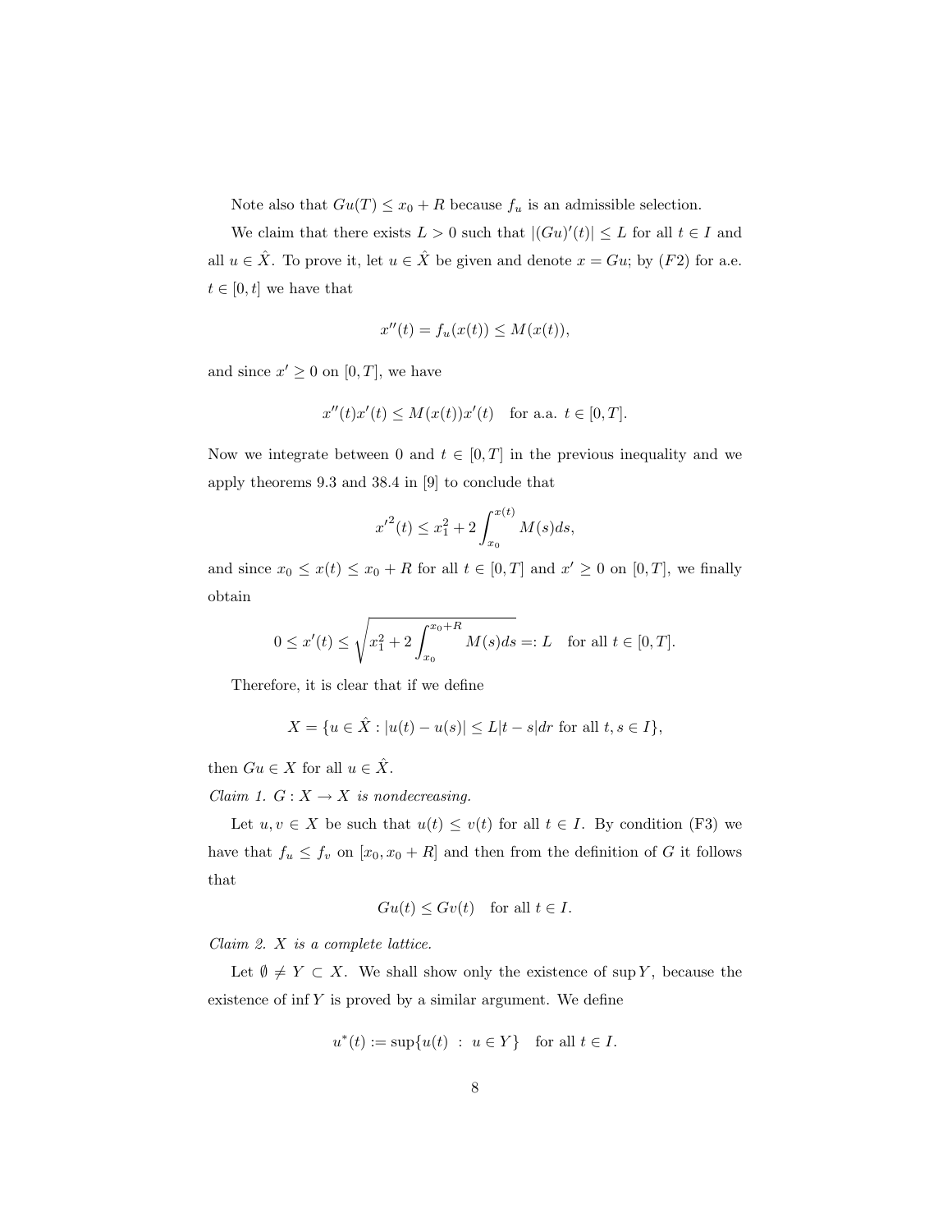Note also that $Gu(T) \leq x_0 + R$ because $f_u$ is an admissible selection.

We claim that there exists $L > 0$ such that $|(Gu)'(t)| \leq L$ for all $t \in I$ and all $u \in \hat{X}$. To prove it, let $u \in \hat{X}$ be given and denote $x = Gu$; by $(F2)$ for a.e. $t \in [0, t]$ we have that

$$x''(t) = f_u(x(t)) \leq M(x(t)),$$

and since $x' \geq 0$ on $[0, T]$, we have

$$x''(t)x'(t) \leq M(x(t))x'(t) \quad \text{for a.a. } t \in [0, T].$$

Now we integrate between 0 and $t \in [0, T]$ in the previous inequality and we apply theorems 9.3 and 38.4 in [9] to conclude that

$$x'^2(t) \leq x_1^2 + 2 \int_{x_0}^{x(t)} M(s) ds,$$

and since $x_0 \leq x(t) \leq x_0 + R$ for all $t \in [0, T]$ and $x' \geq 0$ on $[0, T]$, we finally obtain

$$0 \leq x'(t) \leq \sqrt{x_1^2 + 2 \int_{x_0}^{x_0+R} M(s) ds} =: L \quad \text{for all } t \in [0, T].$$

Therefore, it is clear that if we define

$$X = \{u \in \hat{X} : |u(t) - u(s)| \leq L|t - s|dr \text{ for all } t, s \in I\},$$

then $Gu \in X$ for all $u \in \hat{X}$.

*Claim 1. $G : X \to X$ is nondecreasing.*

Let $u, v \in X$ be such that $u(t) \leq v(t)$ for all $t \in I$. By condition (F3) we have that $f_u \leq f_v$ on $[x_0, x_0 + R]$ and then from the definition of $G$ it follows that

$$Gu(t) \leq Gv(t) \quad \text{for all } t \in I.$$

*Claim 2. $X$ is a complete lattice.*

Let $\emptyset \neq Y \subset X$. We shall show only the existence of $\sup Y$, because the existence of $\inf Y$ is proved by a similar argument. We define

$$u^*(t) := \sup\{u(t) \; : \; u \in Y\} \quad \text{for all } t \in I.$$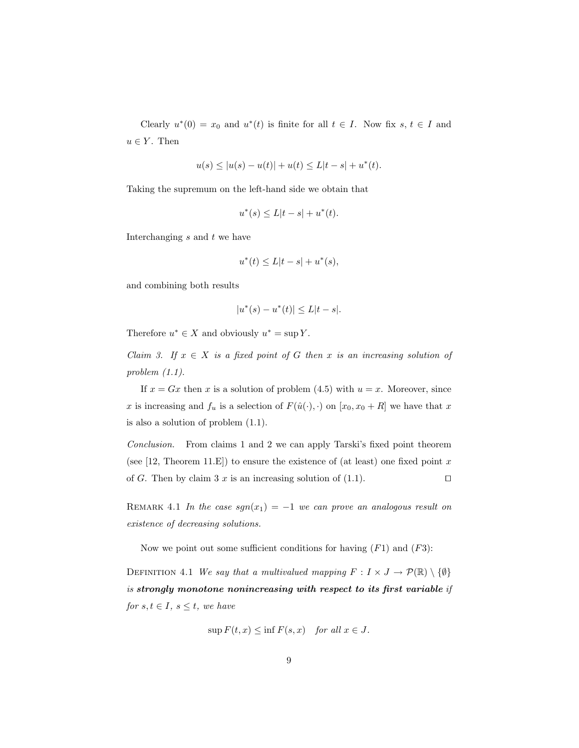Clearly $u^*(0) = x_0$ and $u^*(t)$ is finite for all $t \in I$. Now fix $s$, $t \in I$ and $u \in Y$. Then

$$u(s) \leq |u(s) - u(t)| + u(t) \leq L|t - s| + u^*(t).$$

Taking the supremum on the left-hand side we obtain that

$$u^*(s) \leq L|t - s| + u^*(t).$$

Interchanging $s$ and $t$ we have

$$u^*(t) \leq L|t - s| + u^*(s),$$

and combining both results

$$|u^*(s) - u^*(t)| \leq L|t - s|.$$

Therefore $u^* \in X$ and obviously $u^* = \sup Y$.

*Claim 3. If $x \in X$ is a fixed point of $G$ then $x$ is an increasing solution of problem (1.1).*

If $x = Gx$ then $x$ is a solution of problem (4.5) with $u = x$. Moreover, since $x$ is increasing and $f_u$ is a selection of $F(\hat{u}(\cdot), \cdot)$ on $[x_0, x_0 + R]$ we have that $x$ is also a solution of problem (1.1).

*Conclusion.* From claims 1 and 2 we can apply Tarski's fixed point theorem (see [12, Theorem 11.E]) to ensure the existence of (at least) one fixed point $x$ of $G$. Then by claim 3 $x$ is an increasing solution of (1.1). □

Remark 4.1 *In the case $sgn(x_1) = -1$ we can prove an analogous result on existence of decreasing solutions.*

Now we point out some sufficient conditions for having $(F1)$ and $(F3)$:

Definition 4.1 *We say that a multivalued mapping $F : I \times J \to \mathcal{P}(\mathbb{R}) \setminus \{\emptyset\}$ is **strongly monotone nonincreasing with respect to its first variable** if for $s, t \in I$, $s \leq t$, we have*

$$\sup F(t, x) \leq \inf F(s, x) \quad \textit{for all } x \in J.$$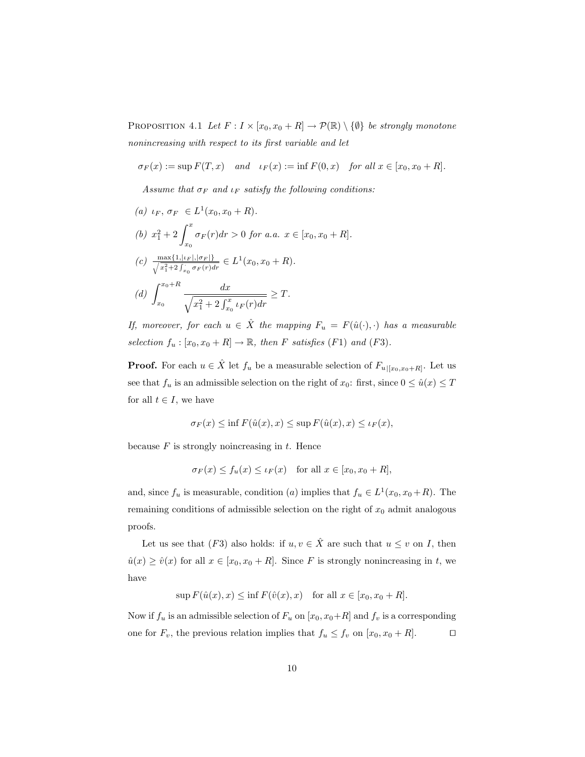Proposition 4.1 *Let $F : I \times [x_0, x_0 + R] \to \mathcal{P}(\mathbb{R}) \setminus \{\emptyset\}$ be strongly monotone nonincreasing with respect to its first variable and let*

$$\sigma_F(x) := \sup F(T, x) \quad \text{and} \quad \iota_F(x) := \inf F(0, x) \quad \text{for all } x \in [x_0, x_0 + R].$$

*Assume that $\sigma_F$ and $\iota_F$ satisfy the following conditions:*

*(a)* $\iota_F,\ \sigma_F\ \in L^1(x_0, x_0 + R)$.

*(b)* $x_1^2 + 2\displaystyle\int_{x_0}^{x} \sigma_F(r)dr > 0$ *for a.a.* $x \in [x_0, x_0 + R]$.

*(c)* $\frac{\max\{1, |\iota_F|, |\sigma_F|\}}{\sqrt{x_1^2 + 2\int_{x_0}^{\cdot} \sigma_F(r)dr}} \in L^1(x_0, x_0 + R)$.

*(d)* $\displaystyle\int_{x_0}^{x_0+R} \frac{dx}{\sqrt{x_1^2 + 2\int_{x_0}^{x} \iota_F(r)dr}} \geq T$.

*If, moreover, for each $u \in \hat{X}$ the mapping $F_u = F(\hat{u}(\cdot), \cdot)$ has a measurable selection $f_u : [x_0, x_0 + R] \to \mathbb{R}$, then $F$ satisfies $(F1)$ and $(F3)$.*

**Proof.** For each $u \in \hat{X}$ let $f_u$ be a measurable selection of $F_{u|[x_0, x_0+R]}$. Let us see that $f_u$ is an admissible selection on the right of $x_0$: first, since $0 \leq \hat{u}(x) \leq T$ for all $t \in I$, we have

$$\sigma_F(x) \leq \inf F(\hat{u}(x), x) \leq \sup F(\hat{u}(x), x) \leq \iota_F(x),$$

because $F$ is strongly nonincreasing in $t$. Hence

$$\sigma_F(x) \leq f_u(x) \leq \iota_F(x) \quad \text{for all } x \in [x_0, x_0 + R],$$

and, since $f_u$ is measurable, condition $(a)$ implies that $f_u \in L^1(x_0, x_0 + R)$. The remaining conditions of admissible selection on the right of $x_0$ admit analogous proofs.

Let us see that $(F3)$ also holds: if $u, v \in \hat{X}$ are such that $u \leq v$ on $I$, then $\hat{u}(x) \geq \hat{v}(x)$ for all $x \in [x_0, x_0 + R]$. Since $F$ is strongly nonincreasing in $t$, we have

$$\sup F(\hat{u}(x), x) \leq \inf F(\hat{v}(x), x) \quad \text{for all } x \in [x_0, x_0 + R].$$

Now if $f_u$ is an admissible selection of $F_u$ on $[x_0, x_0+R]$ and $f_v$ is a corresponding one for $F_v$, the previous relation implies that $f_u \leq f_v$ on $[x_0, x_0 + R]$. □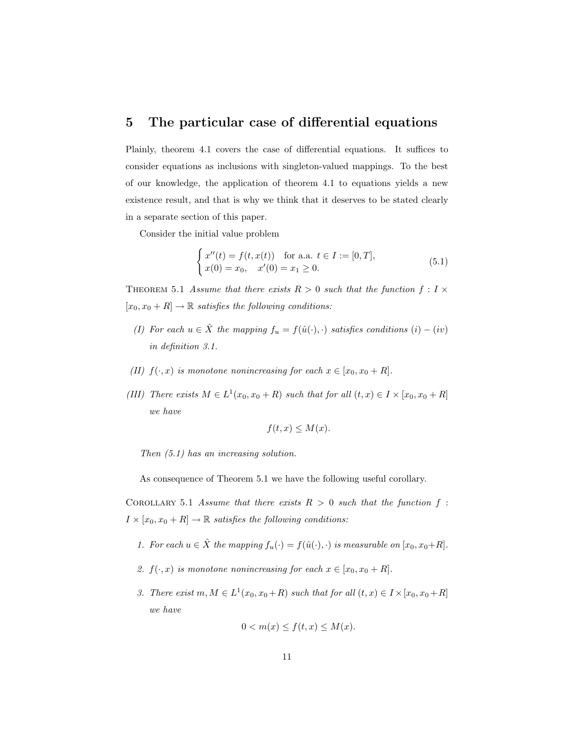## 5 The particular case of differential equations

Plainly, theorem 4.1 covers the case of differential equations. It suffices to consider equations as inclusions with singleton-valued mappings. To the best of our knowledge, the application of theorem 4.1 to equations yields a new existence result, and that is why we think that it deserves to be stated clearly in a separate section of this paper.

Consider the initial value problem

$$\begin{cases} x''(t) = f(t, x(t)) & \text{for a.a. } t \in I := [0, T], \\ x(0) = x_0, \quad x'(0) = x_1 \geq 0. \end{cases} \tag{5.1}$$

THEOREM 5.1 *Assume that there exists $R > 0$ such that the function $f : I \times [x_0, x_0 + R] \to \mathbb{R}$ satisfies the following conditions:*

*(I) For each $u \in \hat{X}$ the mapping $f_u = f(\hat{u}(\cdot), \cdot)$ satisfies conditions $(i) - (iv)$ in definition 3.1.*

*(II) $f(\cdot, x)$ is monotone nonincreasing for each $x \in [x_0, x_0 + R]$.*

*(III) There exists $M \in L^1(x_0, x_0 + R)$ such that for all $(t, x) \in I \times [x_0, x_0 + R]$ we have*

$$f(t, x) \leq M(x).$$

*Then (5.1) has an increasing solution.*

As consequence of Theorem 5.1 we have the following useful corollary.

COROLLARY 5.1 *Assume that there exists $R > 0$ such that the function $f : I \times [x_0, x_0 + R] \to \mathbb{R}$ satisfies the following conditions:*

1. *For each $u \in \hat{X}$ the mapping $f_u(\cdot) = f(\hat{u}(\cdot), \cdot)$ is measurable on $[x_0, x_0+R]$.*
2. *$f(\cdot, x)$ is monotone nonincreasing for each $x \in [x_0, x_0 + R]$.*
3. *There exist $m, M \in L^1(x_0, x_0+R)$ such that for all $(t, x) \in I \times [x_0, x_0+R]$ we have*

$$0 < m(x) \leq f(t, x) \leq M(x).$$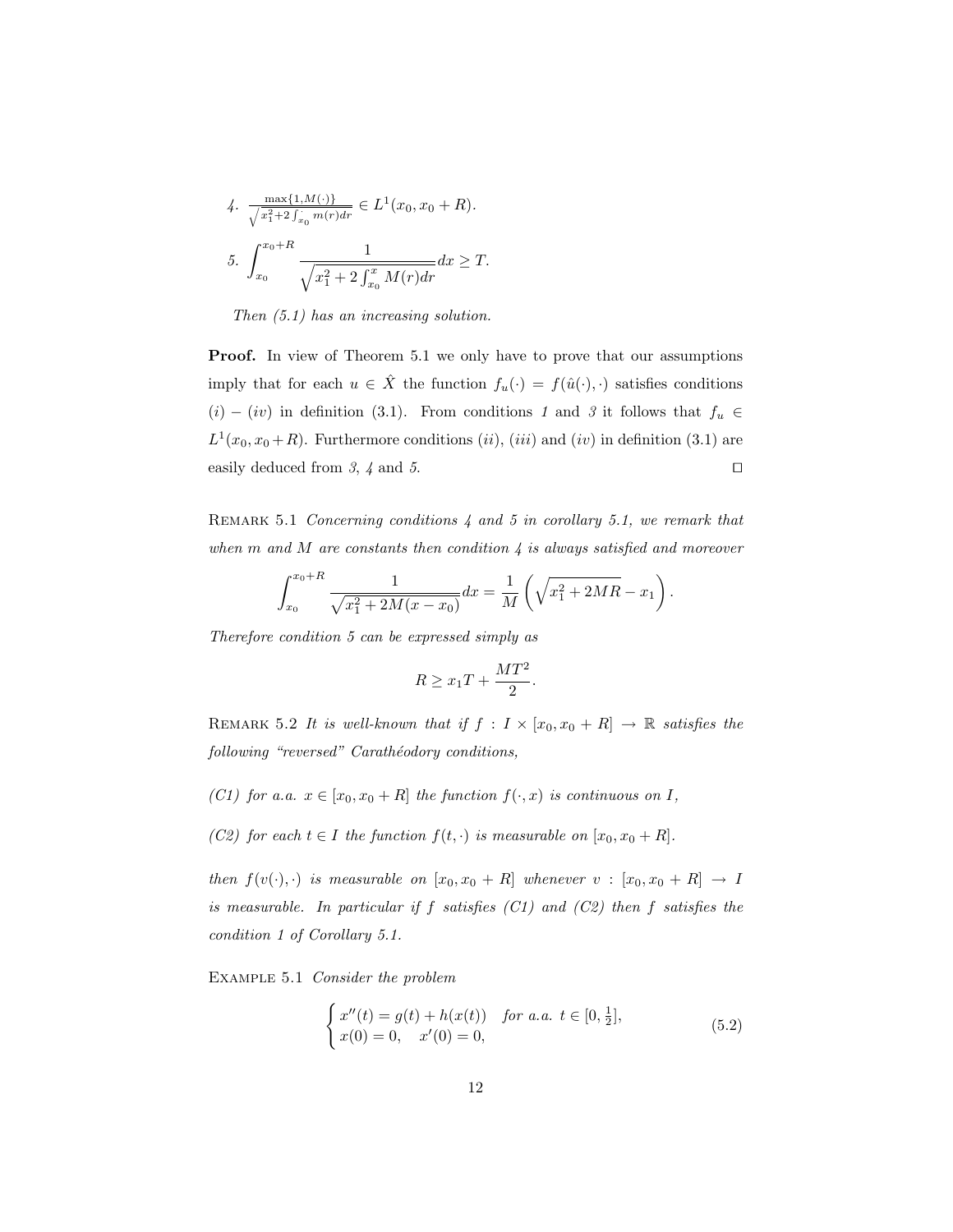4. $\frac{\max\{1,M(\cdot)\}}{\sqrt{x_1^2+2\int_{x_0}^{\cdot} m(r)dr}} \in L^1(x_0, x_0+R)$.

5. $\displaystyle\int_{x_0}^{x_0+R} \frac{1}{\sqrt{x_1^2+2\int_{x_0}^{x} M(r)dr}}dx \geq T.$

*Then (5.1) has an increasing solution.*

**Proof.** In view of Theorem 5.1 we only have to prove that our assumptions imply that for each $u \in \hat{X}$ the function $f_u(\cdot) = f(\hat{u}(\cdot), \cdot)$ satisfies conditions $(i) - (iv)$ in definition (3.1). From conditions *1* and *3* it follows that $f_u \in L^1(x_0, x_0+R)$. Furthermore conditions $(ii)$, $(iii)$ and $(iv)$ in definition (3.1) are easily deduced from *3*, *4* and *5*. ◻

Remark 5.1 *Concerning conditions 4 and 5 in corollary 5.1, we remark that when $m$ and $M$ are constants then condition 4 is always satisfied and moreover*

$$\int_{x_0}^{x_0+R} \frac{1}{\sqrt{x_1^2+2M(x-x_0)}}dx = \frac{1}{M}\left(\sqrt{x_1^2+2MR} - x_1\right).$$

*Therefore condition 5 can be expressed simply as*

$$R \geq x_1 T + \frac{MT^2}{2}.$$

Remark 5.2 *It is well-known that if $f : I \times [x_0, x_0+R] \to \mathbb{R}$ satisfies the following "reversed" Carathéodory conditions,*

*(C1) for a.a. $x \in [x_0, x_0+R]$ the function $f(\cdot, x)$ is continuous on $I$,*

*(C2) for each $t \in I$ the function $f(t, \cdot)$ is measurable on $[x_0, x_0+R]$.*

*then $f(v(\cdot), \cdot)$ is measurable on $[x_0, x_0+R]$ whenever $v : [x_0, x_0+R] \to I$ is measurable. In particular if $f$ satisfies (C1) and (C2) then $f$ satisfies the condition 1 of Corollary 5.1.*

Example 5.1 *Consider the problem*

$$\begin{cases} x''(t) = g(t) + h(x(t)) & \text{for a.a. } t \in [0, \frac{1}{2}], \\ x(0) = 0, \quad x'(0) = 0, \end{cases} \tag{5.2}$$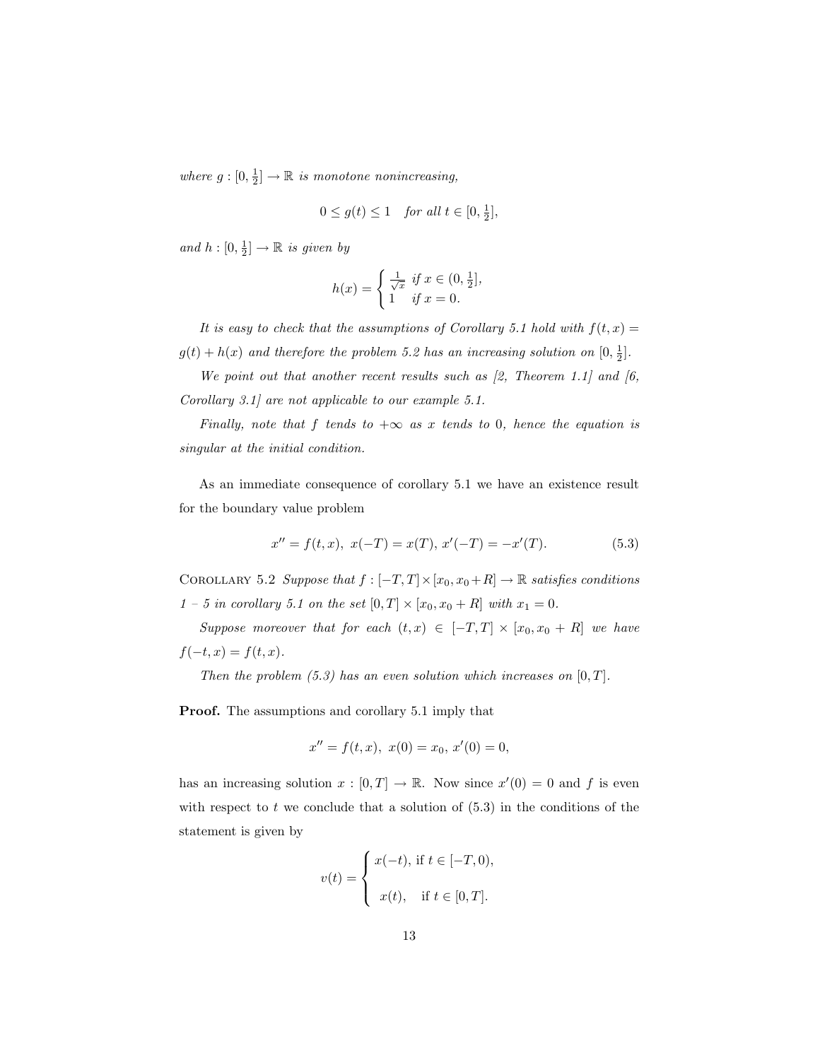*where $g : [0, \frac{1}{2}] \to \mathbb{R}$ is monotone nonincreasing,*

$$0 \leq g(t) \leq 1 \quad \textit{for all } t \in [0, \tfrac{1}{2}],$$

*and $h : [0, \frac{1}{2}] \to \mathbb{R}$ is given by*

$$h(x) = \begin{cases} \frac{1}{\sqrt{x}} & \textit{if } x \in (0, \frac{1}{2}], \\ 1 & \textit{if } x = 0. \end{cases}$$

*It is easy to check that the assumptions of Corollary 5.1 hold with $f(t,x) = g(t) + h(x)$ and therefore the problem 5.2 has an increasing solution on $[0, \frac{1}{2}]$.*

*We point out that another recent results such as [2, Theorem 1.1] and [6, Corollary 3.1] are not applicable to our example 5.1.*

*Finally, note that $f$ tends to $+\infty$ as $x$ tends to 0, hence the equation is singular at the initial condition.*

As an immediate consequence of corollary 5.1 we have an existence result for the boundary value problem

$$x'' = f(t,x), \; x(-T) = x(T), \; x'(-T) = -x'(T). \tag{5.3}$$

Corollary 5.2 *Suppose that $f : [-T,T] \times [x_0, x_0 + R] \to \mathbb{R}$ satisfies conditions 1 – 5 in corollary 5.1 on the set $[0,T] \times [x_0, x_0 + R]$ with $x_1 = 0$.*

*Suppose moreover that for each $(t,x) \in [-T,T] \times [x_0, x_0 + R]$ we have $f(-t,x) = f(t,x)$.*

*Then the problem (5.3) has an even solution which increases on $[0,T]$.*

**Proof.** The assumptions and corollary 5.1 imply that

$$x'' = f(t,x), \; x(0) = x_0, \; x'(0) = 0,$$

has an increasing solution $x : [0,T] \to \mathbb{R}$. Now since $x'(0) = 0$ and $f$ is even with respect to $t$ we conclude that a solution of (5.3) in the conditions of the statement is given by

$$v(t) = \begin{cases} x(-t), \text{ if } t \in [-T, 0), \\ \\ x(t), \quad \text{if } t \in [0, T]. \end{cases}$$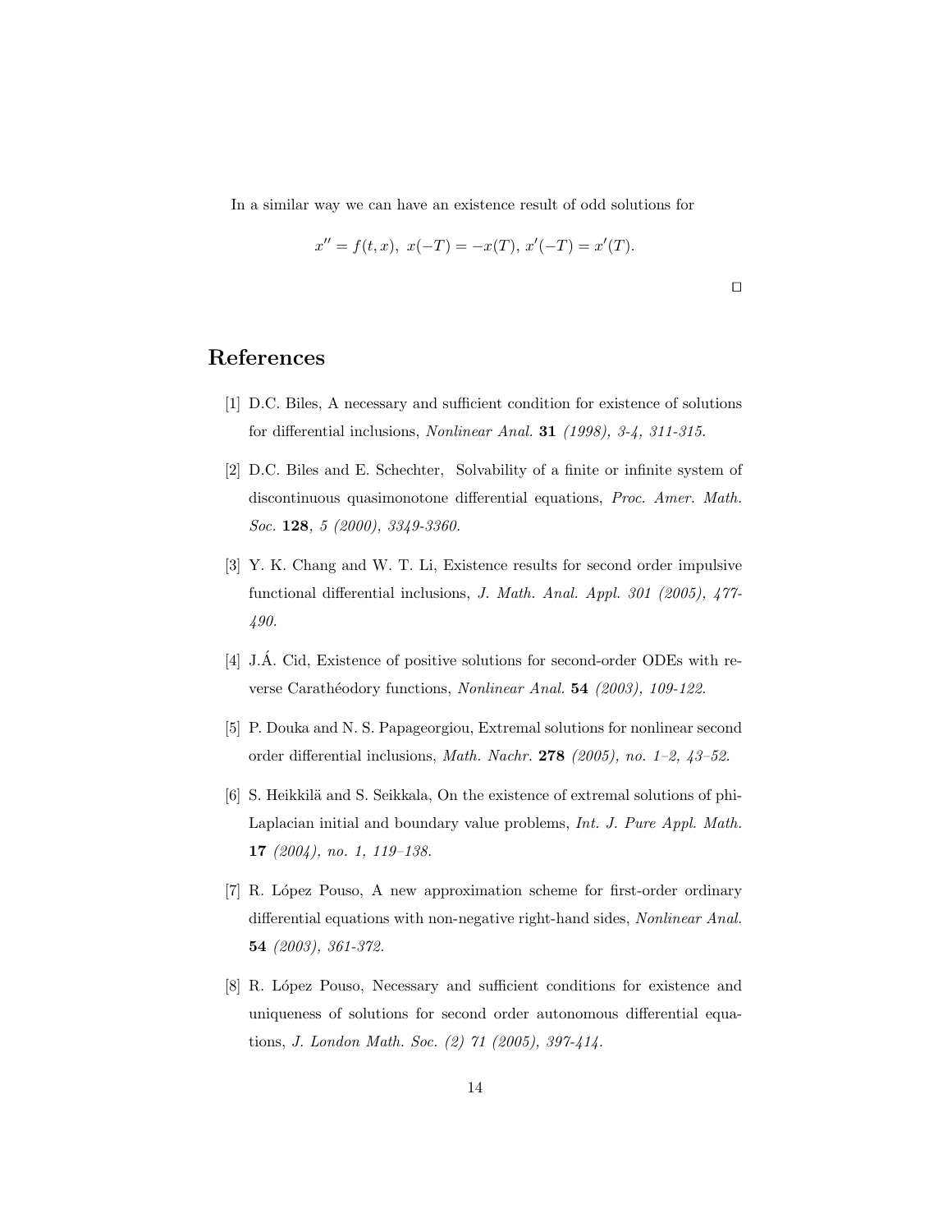In a similar way we can have an existence result of odd solutions for

$$x'' = f(t, x),\ x(-T) = -x(T),\ x'(-T) = x'(T).$$

□

## References

[1] D.C. Biles, A necessary and sufficient condition for existence of solutions for differential inclusions, *Nonlinear Anal.* **31** *(1998), 3-4, 311-315.*

[2] D.C. Biles and E. Schechter, Solvability of a finite or infinite system of discontinuous quasimonotone differential equations, *Proc. Amer. Math. Soc.* **128***, 5 (2000), 3349-3360.*

[3] Y. K. Chang and W. T. Li, Existence results for second order impulsive functional differential inclusions, *J. Math. Anal. Appl. 301 (2005), 477-490.*

[4] J.Á. Cid, Existence of positive solutions for second-order ODEs with reverse Carathéodory functions, *Nonlinear Anal.* **54** *(2003), 109-122.*

[5] P. Douka and N. S. Papageorgiou, Extremal solutions for nonlinear second order differential inclusions, *Math. Nachr.* **278** *(2005), no. 1–2, 43–52.*

[6] S. Heikkilä and S. Seikkala, On the existence of extremal solutions of phi-Laplacian initial and boundary value problems, *Int. J. Pure Appl. Math.* **17** *(2004), no. 1, 119–138.*

[7] R. López Pouso, A new approximation scheme for first-order ordinary differential equations with non-negative right-hand sides, *Nonlinear Anal.* **54** *(2003), 361-372.*

[8] R. López Pouso, Necessary and sufficient conditions for existence and uniqueness of solutions for second order autonomous differential equations, *J. London Math. Soc. (2) 71 (2005), 397-414.*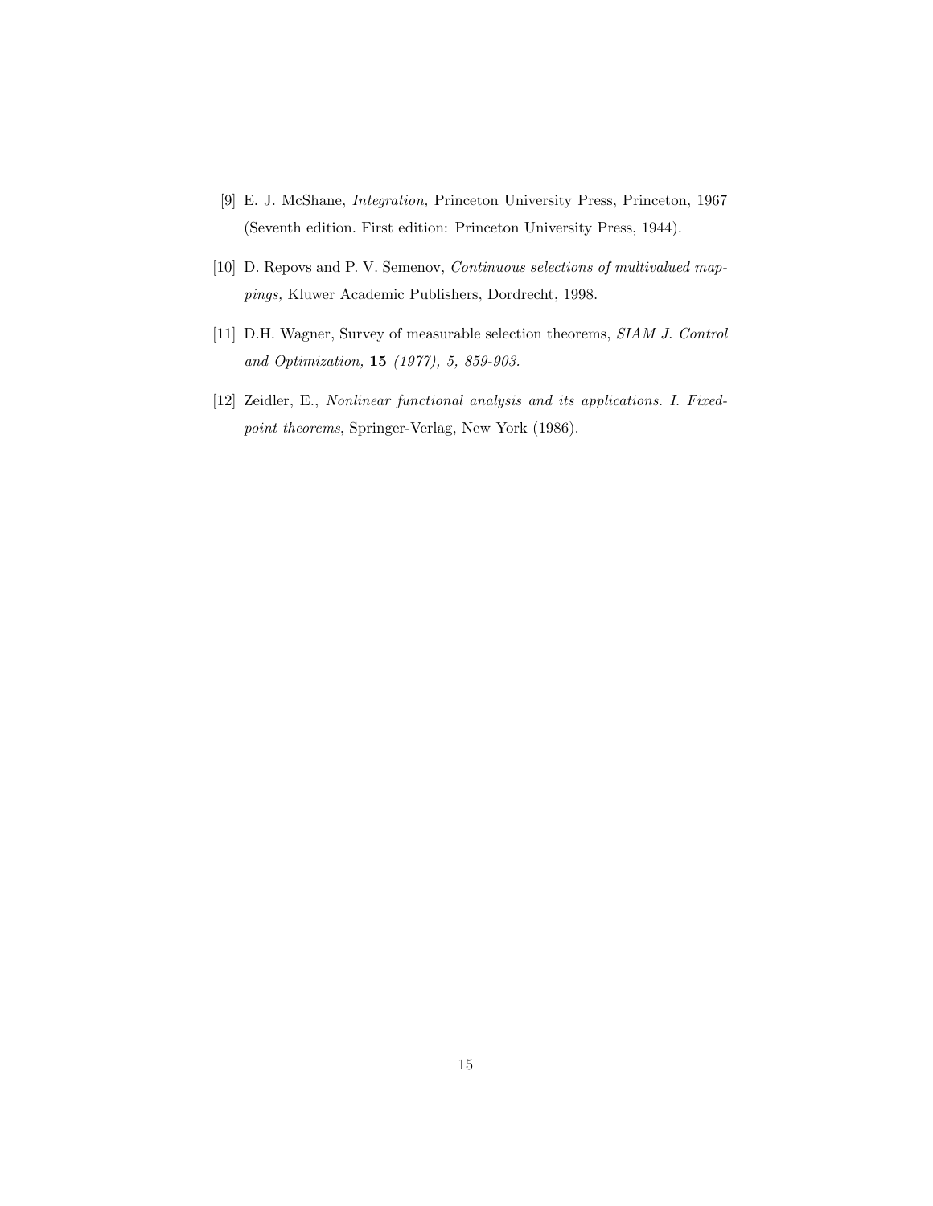[9] E. J. McShane, *Integration,* Princeton University Press, Princeton, 1967 (Seventh edition. First edition: Princeton University Press, 1944).

[10] D. Repovs and P. V. Semenov, *Continuous selections of multivalued mappings,* Kluwer Academic Publishers, Dordrecht, 1998.

[11] D.H. Wagner, Survey of measurable selection theorems, *SIAM J. Control and Optimization,* **15** *(1977), 5, 859-903.*

[12] Zeidler, E., *Nonlinear functional analysis and its applications. I. Fixed-point theorems*, Springer-Verlag, New York (1986).